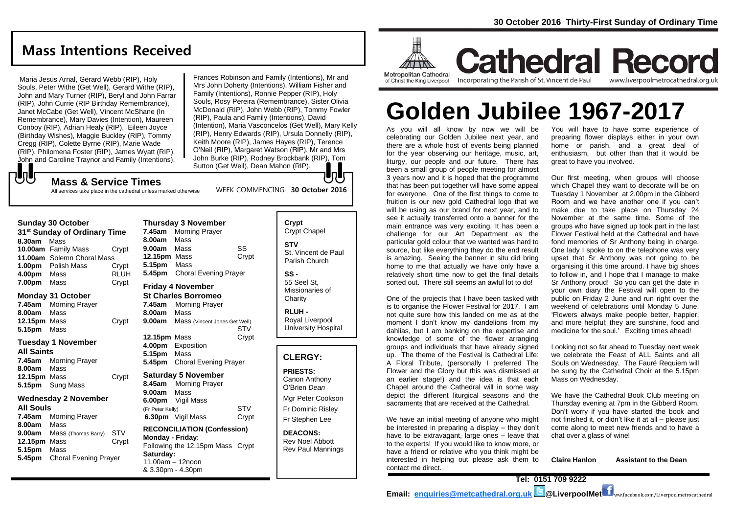30 October 2016 Thirty-First Sunday of Ordinary Time

## Mass Intentions Received

Maria Jesus Arnal, Gerard Webb (RIP), Holy Souls, Peter Withe (Get Well), Gerard Withe (RIP), John and Mary Turner (RIP), Beryl and John Farrar (RIP), John Currie (RIP Birthday Remembrance), Janet McCabe (Get Well), Vincent McShane (In Remembrance), Mary Davies (Intention), Maureen Conboy (RIP), Adrian Healy (RIP), Eileen Joyce (Birthday Wishes), Maggie Buckley (RIP), Tommy Cregg (RIP), Colette Byrne (RIP), Marie Wade (RIP), Philomena Foster (RIP), James Wyatt (RIP), John and Caroline Traynor and Family (Intentions), Frances Robinson and Family (Intentions), Mr and Mrs John Doherty (Intentions), William Fisher and Family (Intentions), Ronnie Pepper (RIP), Holy Souls, Rosy Pereira (Remembrance), Sister Olivia McDonald (RIP), John Webb (RIP), Tommy Fowler (RIP), Paula and Family (Intentions), David (Intention), Maria Vasconcelos (Get Well), Mary Kelly (RIP), Henry Edwards (RIP), Ursula Donnelly (RIP), Keith Moore (RIP), James Hayes (RIP), Terence O'Neil (RIP), Margaret Watson (RIP), Mr and Mrs John Burke (RIP), Rodney Brockbank (RIP), Tom Sutton (Get Well), Dean Mahon (RIP).

## Mass & Service Times

All services take place in the cathedral unless marked otherwise

WEEK COMMENCING: **30 October 2016**

### Sunday 30 October
**31st Sunday of Ordinary Time**

**8.30am** Mass
**10.00am** Family Mass — Crypt
**11.00am** Solemn Choral Mass
**1.00pm** Polish Mass — Crypt
**4.00pm** Mass — RLUH
**7.00pm** Mass — Crypt

### Monday 31 October

**7.45am** Morning Prayer
**8.00am** Mass
**12.15pm** Mass — Crypt
**5.15pm** Mass

### Tuesday 1 November
**All Saints**

**7.45am** Morning Prayer
**8.00am** Mass
**12.15pm** Mass — Crypt
**5.15pm** Sung Mass

### Wednesday 2 November
**All Souls**

**7.45am** Morning Prayer
**8.00am** Mass
**9.00am** Mass (Thomas Barry) — STV
**12.15pm** Mass — Crypt
**5.15pm** Mass
**5.45pm** Choral Evening Prayer

### Thursday 3 November

**7.45am** Morning Prayer
**8.00am** Mass
**9.00am** Mass — SS
**12.15pm** Mass — Crypt
**5.15pm** Mass
**5.45pm** Choral Evening Prayer

### Friday 4 November
**St Charles Borromeo**

**7.45am** Morning Prayer
**8.00am** Mass
**9.00am** Mass (Vincent Jones Get Well) — STV
**12.15pm** Mass — Crypt
**4.00pm** Exposition
**5.15pm** Mass
**5.45pm** Choral Evening Prayer

### Saturday 5 November

**8.45am** Morning Prayer
**9.00am** Mass
**6.00pm** Vigil Mass (Fr Peter Kelly) — STV
**6.30pm** Vigil Mass — Crypt

**RECONCILIATION (Confession)**
**Monday - Friday**:
Following the 12.15pm Mass — Crypt
**Saturday:**
11.00am – 12noon
& 3.30pm - 4.30pm

**Crypt**
Crypt Chapel

**STV**
St. Vincent de Paul Parish Church

**SS -**
55 Seel St, Missionaries of Charity

**RLUH -**
Royal Liverpool University Hospital

## CLERGY:

**PRIESTS:**
Canon Anthony O'Brien *Dean*
Mgr Peter Cookson
Fr Dominic Risley
Fr Stephen Lee

**DEACONS:**
Rev Noel Abbott
Rev Paul Mannings

Metropolitan Cathedral of Christ the King Liverpool

# Cathedral Record

Incorporating the Parish of St. Vincent de Paul — www.liverpoolmetrocathedral.org.uk

# Golden Jubilee 1967-2017

As you will all know by now we will be celebrating our Golden Jubilee next year, and there are a whole host of events being planned for the year observing our heritage, music, art, liturgy, our people and our future. There has been a small group of people meeting for almost 3 years now and it is hoped that the programme that has been put together will have some appeal for everyone. One of the first things to come to fruition is our new gold Cathedral logo that we will be using as our brand for next year, and to see it actually transferred onto a banner for the main entrance was very exciting. It has been a challenge for our Art Department as the particular gold colour that we wanted was hard to source, but like everything they do the end result is amazing. Seeing the banner in situ did bring home to me that actually we have only have a relatively short time now to get the final details sorted out. There still seems an awful lot to do!

One of the projects that I have been tasked with is to organise the Flower Festival for 2017. I am not quite sure how this landed on me as at the moment I don't know my dandelions from my dahlias, but I am banking on the expertise and knowledge of some of the flower arranging groups and individuals that have already signed up. The theme of the Festival is Cathedral Life: A Floral Tribute, (personally I preferred The Flower and the Glory but this was dismissed at an earlier stage!) and the idea is that each Chapel around the Cathedral will in some way depict the different liturgical seasons and the sacraments that are received at the Cathedral.

We have an initial meeting of anyone who might be interested in preparing a display – they don't have to be extravagant, large ones – leave that to the experts! If you would like to know more, or have a friend or relative who you think might be interested in helping out please ask them to contact me direct.

You will have to have some experience of preparing flower displays either in your own home or parish, and a great deal of enthusiasm, but other than that it would be great to have you involved.

Our first meeting, when groups will choose which Chapel they want to decorate will be on Tuesday 1 November at 2.00pm in the Gibberd Room and we have another one if you can't make due to take place on Thursday 24 November at the same time. Some of the groups who have signed up took part in the last Flower Festival held at the Cathedral and have fond memories of Sr Anthony being in charge. One lady I spoke to on the telephone was very upset that Sr Anthony was not going to be organising it this time around. I have big shoes to follow in, and I hope that I manage to make Sr Anthony proud! So you can get the date in your own diary the Festival will open to the public on Friday 2 June and run right over the weekend of celebrations until Monday 5 June. 'Flowers always make people better, happier, and more helpful; they are sunshine, food and medicine for the soul.' Exciting times ahead!

Looking not so far ahead to Tuesday next week we celebrate the Feast of ALL Saints and all Souls on Wednesday. The Fauré Requiem will be sung by the Cathedral Choir at the 5.15pm Mass on Wednesday.

We have the Cathedral Book Club meeting on Thursday evening at 7pm in the Gibberd Room. Don't worry if you have started the book and not finished it, or didn't like it at all – please just come along to meet new friends and to have a chat over a glass of wine!

**Claire Hanlon** — **Assistant to the Dean**

**Tel: 0151 709 9222**

**Email: enquiries@metcathedral.org.uk** @LiverpoolMet www.facebook.com/Liverpoolmetrocathedral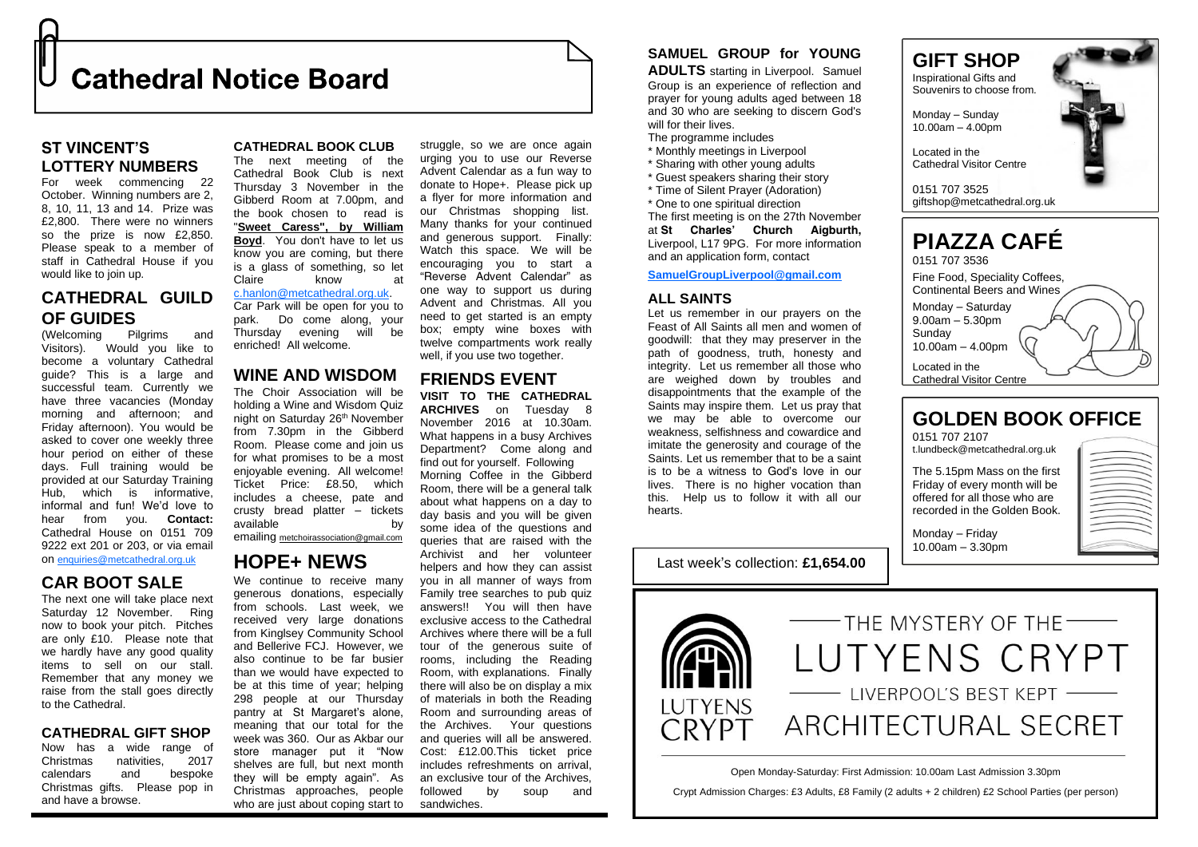# Cathedral Notice Board

## ST VINCENT'S LOTTERY NUMBERS

For week commencing 22 October. Winning numbers are 2, 8, 10, 11, 13 and 14. Prize was £2,800. There were no winners so the prize is now £2,850. Please speak to a member of staff in Cathedral House if you would like to join up.

## CATHEDRAL GUILD OF GUIDES

(Welcoming Pilgrims and Visitors). Would you like to become a voluntary Cathedral guide? This is a large and successful team. Currently we have three vacancies (Monday morning and afternoon; and Friday afternoon). You would be asked to cover one weekly three hour period on either of these days. Full training would be provided at our Saturday Training Hub, which is informative, informal and fun! We'd love to hear from you. **Contact:** Cathedral House on 0151 709 9222 ext 201 or 203, or via email on enquiries@metcathedral.org.uk

## CAR BOOT SALE

The next one will take place next Saturday 12 November. Ring now to book your pitch. Pitches are only £10. Please note that we hardly have any good quality items to sell on our stall. Remember that any money we raise from the stall goes directly to the Cathedral.

### CATHEDRAL GIFT SHOP

Now has a wide range of Christmas nativities, 2017 calendars and bespoke Christmas gifts. Please pop in and have a browse.

### CATHEDRAL BOOK CLUB

The next meeting of the Cathedral Book Club is next Thursday 3 November in the Gibberd Room at 7.00pm, and the book chosen to read is "**Sweet Caress", by William Boyd**. You don't have to let us know you are coming, but there is a glass of something, so let Claire know at c.hanlon@metcathedral.org.uk. Car Park will be open for you to park. Do come along, your Thursday evening will be enriched! All welcome.

## WINE AND WISDOM

The Choir Association will be holding a Wine and Wisdom Quiz night on Saturday 26th November from 7.30pm in the Gibberd Room. Please come and join us for what promises to be a most enjoyable evening. All welcome! Ticket Price: £8.50, which includes a cheese, pate and crusty bread platter – tickets available by emailing metchoirassociation@gmail.com

## HOPE+ NEWS

We continue to receive many generous donations, especially from schools. Last week, we received very large donations from Kinglsey Community School and Bellerive FCJ. However, we also continue to be far busier than we would have expected to be at this time of year; helping 298 people at our Thursday pantry at St Margaret's alone, meaning that our total for the week was 360. Our as Akbar our store manager put it "Now shelves are full, but next month they will be empty again". As Christmas approaches, people who are just about coping start to struggle, so we are once again urging you to use our Reverse Advent Calendar as a fun way to donate to Hope+. Please pick up a flyer for more information and our Christmas shopping list. Many thanks for your continued and generous support. Finally: Watch this space. We will be encouraging you to start a "Reverse Advent Calendar" as one way to support us during Advent and Christmas. All you need to get started is an empty box; empty wine boxes with twelve compartments work really well, if you use two together.

## FRIENDS EVENT

**VISIT TO THE CATHEDRAL ARCHIVES** on Tuesday 8 November 2016 at 10.30am. What happens in a busy Archives Department? Come along and find out for yourself. Following Morning Coffee in the Gibberd Room, there will be a general talk about what happens on a day to day basis and you will be given some idea of the questions and queries that are raised with the Archivist and her volunteer helpers and how they can assist you in all manner of ways from Family tree searches to pub quiz answers!! You will then have exclusive access to the Cathedral Archives where there will be a full tour of the generous suite of rooms, including the Reading Room, with explanations. Finally there will also be on display a mix of materials in both the Reading Room and surrounding areas of the Archives. Your questions and queries will all be answered. Cost: £12.00.This ticket price includes refreshments on arrival, an exclusive tour of the Archives, followed by soup and sandwiches.

### SAMUEL GROUP for YOUNG ADULTS

starting in Liverpool. Samuel Group is an experience of reflection and prayer for young adults aged between 18 and 30 who are seeking to discern God's will for their lives.

The programme includes

* Monthly meetings in Liverpool
* Sharing with other young adults
* Guest speakers sharing their story
* Time of Silent Prayer (Adoration)
* One to one spiritual direction

The first meeting is on the 27th November at **St Charles' Church Aigburth,** Liverpool, L17 9PG. For more information and an application form, contact

**SamuelGroupLiverpool@gmail.com**

### ALL SAINTS

Let us remember in our prayers on the Feast of All Saints all men and women of goodwill: that they may preserver in the path of goodness, truth, honesty and integrity. Let us remember all those who are weighed down by troubles and disappointments that the example of the Saints may inspire them. Let us pray that we may be able to overcome our weakness, selfishness and cowardice and imitate the generosity and courage of the Saints. Let us remember that to be a saint is to be a witness to God's love in our lives. There is no higher vocation than this. Help us to follow it with all our hearts.

Last week's collection: **£1,654.00**

## GIFT SHOP

Inspirational Gifts and Souvenirs to choose from.

Monday – Sunday
10.00am – 4.00pm

Located in the Cathedral Visitor Centre

0151 707 3525
giftshop@metcathedral.org.uk

## PIAZZA CAFÉ

0151 707 3536

Fine Food, Speciality Coffees, Continental Beers and Wines

Monday – Saturday
9.00am – 5.30pm
Sunday
10.00am – 4.00pm

Located in the Cathedral Visitor Centre

## GOLDEN BOOK OFFICE

0151 707 2107
t.lundbeck@metcathedral.org.uk

The 5.15pm Mass on the first Friday of every month will be offered for all those who are recorded in the Golden Book.

Monday – Friday
10.00am – 3.30pm

LUTYENS CRYPT

THE MYSTERY OF THE LUTYENS CRYPT

LIVERPOOL'S BEST KEPT ARCHITECTURAL SECRET

Open Monday-Saturday: First Admission: 10.00am Last Admission 3.30pm

Crypt Admission Charges: £3 Adults, £8 Family (2 adults + 2 children) £2 School Parties (per person)